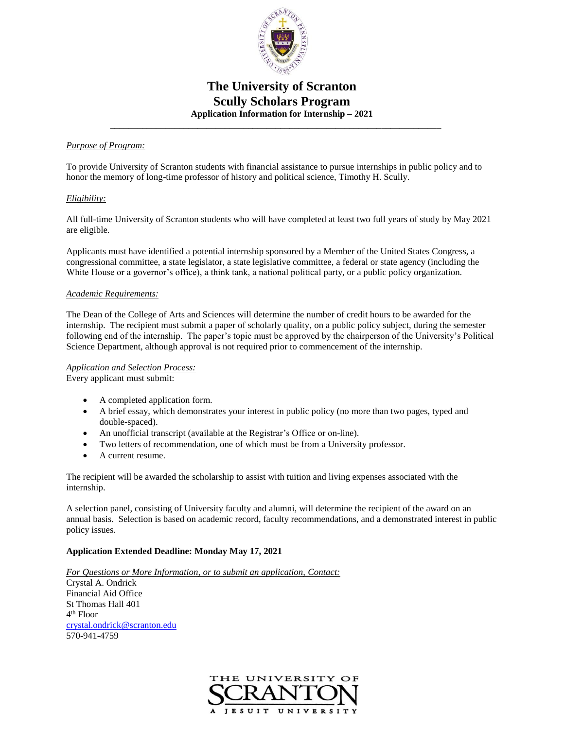# The University of Scranton
## Scully Scholars Program
### Application Information for Internship – 2021

---

*Purpose of Program:*

To provide University of Scranton students with financial assistance to pursue internships in public policy and to honor the memory of long-time professor of history and political science, Timothy H. Scully.

*Eligibility:*

All full-time University of Scranton students who will have completed at least two full years of study by May 2021 are eligible.

Applicants must have identified a potential internship sponsored by a Member of the United States Congress, a congressional committee, a state legislator, a state legislative committee, a federal or state agency (including the White House or a governor's office), a think tank, a national political party, or a public policy organization.

*Academic Requirements:*

The Dean of the College of Arts and Sciences will determine the number of credit hours to be awarded for the internship. The recipient must submit a paper of scholarly quality, on a public policy subject, during the semester following end of the internship. The paper's topic must be approved by the chairperson of the University's Political Science Department, although approval is not required prior to commencement of the internship.

*Application and Selection Process:*
Every applicant must submit:

- A completed application form.
- A brief essay, which demonstrates your interest in public policy (no more than two pages, typed and double-spaced).
- An unofficial transcript (available at the Registrar's Office or on-line).
- Two letters of recommendation, one of which must be from a University professor.
- A current resume.

The recipient will be awarded the scholarship to assist with tuition and living expenses associated with the internship.

A selection panel, consisting of University faculty and alumni, will determine the recipient of the award on an annual basis. Selection is based on academic record, faculty recommendations, and a demonstrated interest in public policy issues.

**Application Extended Deadline: Monday May 17, 2021**

*For Questions or More Information, or to submit an application, Contact:*
Crystal A. Ondrick
Financial Aid Office
St Thomas Hall 401
4th Floor
crystal.ondrick@scranton.edu
570-941-4759

THE UNIVERSITY OF SCRANTON
A JESUIT UNIVERSITY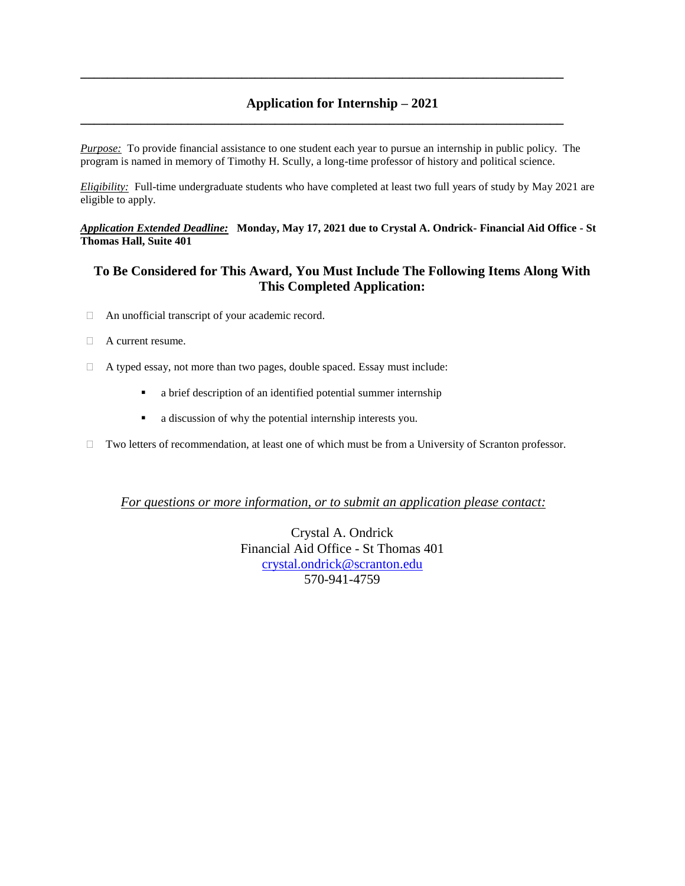---

## Application for Internship – 2021

---

*Purpose:* To provide financial assistance to one student each year to pursue an internship in public policy. The program is named in memory of Timothy H. Scully, a long-time professor of history and political science.

*Eligibility:* Full-time undergraduate students who have completed at least two full years of study by May 2021 are eligible to apply.

***Application Extended Deadline:*** **Monday, May 17, 2021 due to Crystal A. Ondrick- Financial Aid Office - St Thomas Hall, Suite 401**

### To Be Considered for This Award, You Must Include The Following Items Along With This Completed Application:

- ☐ An unofficial transcript of your academic record.
- ☐ A current resume.
- ☐ A typed essay, not more than two pages, double spaced. Essay must include:
  - a brief description of an identified potential summer internship
  - a discussion of why the potential internship interests you.
- ☐ Two letters of recommendation, at least one of which must be from a University of Scranton professor.

*For questions or more information, or to submit an application please contact:*

Crystal A. Ondrick
Financial Aid Office - St Thomas 401
crystal.ondrick@scranton.edu
570-941-4759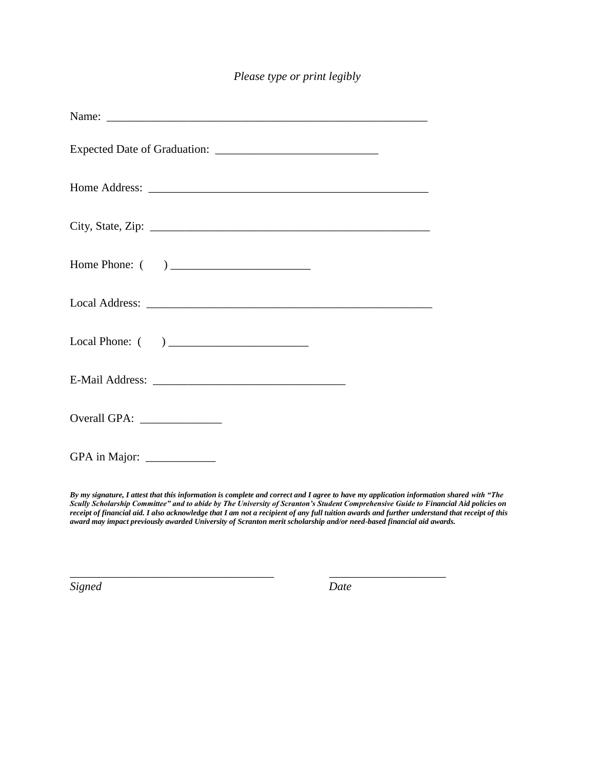*Please type or print legibly*

Name: ________________________________________________________

Expected Date of Graduation: ____________________________

Home Address: _________________________________________________

City, State, Zip: _______________________________________________

Home Phone: (      ) ________________________

Local Address: _________________________________________________

Local Phone: (      ) ________________________

E-Mail Address: _________________________________

Overall GPA: ______________

GPA in Major: ____________

***By my signature, I attest that this information is complete and correct and I agree to have my application information shared with "The Scully Scholarship Committee" and to abide by The University of Scranton's Student Comprehensive Guide to Financial Aid policies on receipt of financial aid. I also acknowledge that I am not a recipient of any full tuition awards and further understand that receipt of this award may impact previously awarded University of Scranton merit scholarship and/or need-based financial aid awards.***

____________________________________                ____________________

*Signed*                                                                                    *Date*